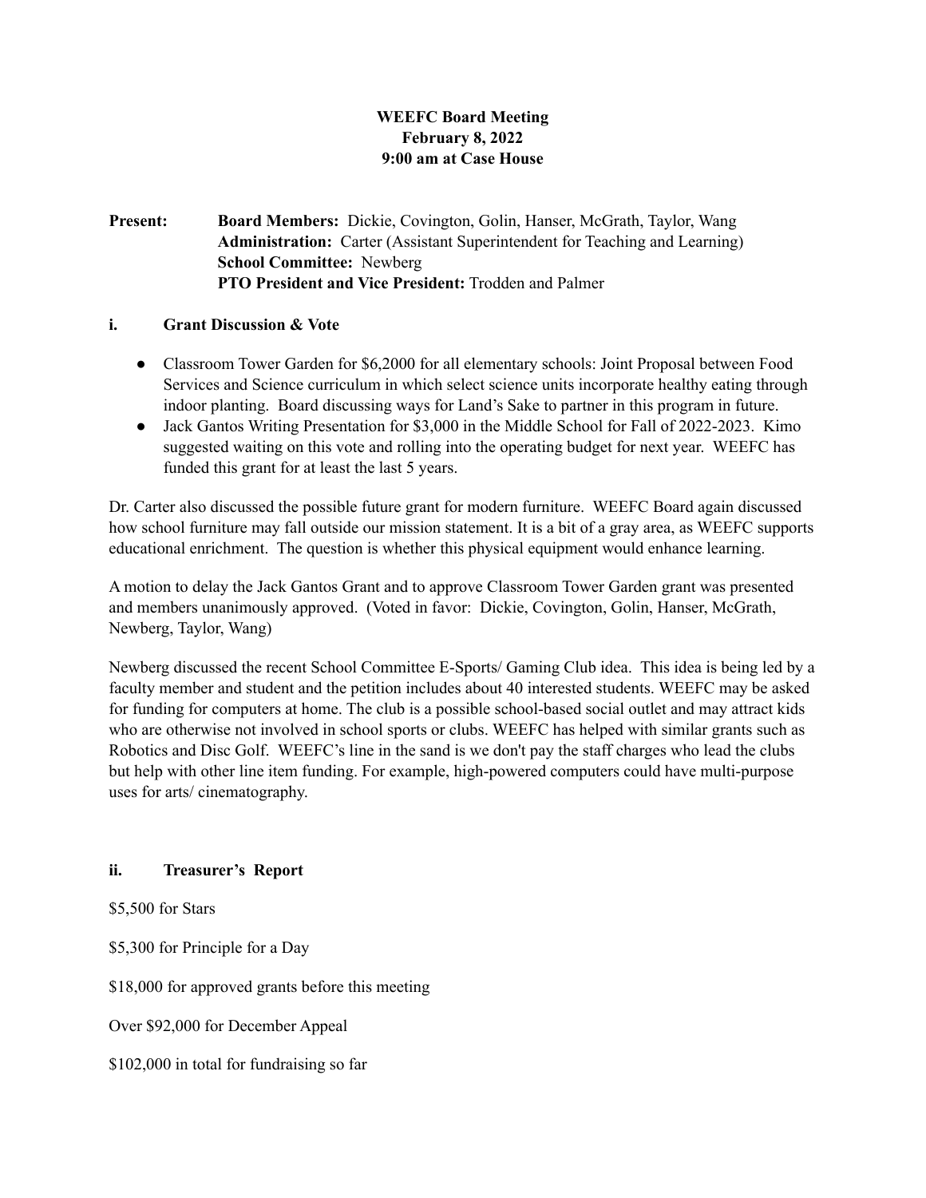**WEEFC Board Meeting**
**February 8, 2022**
**9:00 am at Case House**

**Present:** **Board Members:** Dickie, Covington, Golin, Hanser, McGrath, Taylor, Wang
**Administration:** Carter (Assistant Superintendent for Teaching and Learning)
**School Committee:** Newberg
**PTO President and Vice President:** Trodden and Palmer

## i. Grant Discussion & Vote

- Classroom Tower Garden for $6,2000 for all elementary schools: Joint Proposal between Food Services and Science curriculum in which select science units incorporate healthy eating through indoor planting. Board discussing ways for Land's Sake to partner in this program in future.
- Jack Gantos Writing Presentation for $3,000 in the Middle School for Fall of 2022-2023. Kimo suggested waiting on this vote and rolling into the operating budget for next year. WEEFC has funded this grant for at least the last 5 years.

Dr. Carter also discussed the possible future grant for modern furniture. WEEFC Board again discussed how school furniture may fall outside our mission statement. It is a bit of a gray area, as WEEFC supports educational enrichment. The question is whether this physical equipment would enhance learning.

A motion to delay the Jack Gantos Grant and to approve Classroom Tower Garden grant was presented and members unanimously approved. (Voted in favor: Dickie, Covington, Golin, Hanser, McGrath, Newberg, Taylor, Wang)

Newberg discussed the recent School Committee E-Sports/ Gaming Club idea. This idea is being led by a faculty member and student and the petition includes about 40 interested students. WEEFC may be asked for funding for computers at home. The club is a possible school-based social outlet and may attract kids who are otherwise not involved in school sports or clubs. WEEFC has helped with similar grants such as Robotics and Disc Golf. WEEFC's line in the sand is we don't pay the staff charges who lead the clubs but help with other line item funding. For example, high-powered computers could have multi-purpose uses for arts/ cinematography.

## ii. Treasurer's Report

$5,500 for Stars

$5,300 for Principle for a Day

$18,000 for approved grants before this meeting

Over $92,000 for December Appeal

$102,000 in total for fundraising so far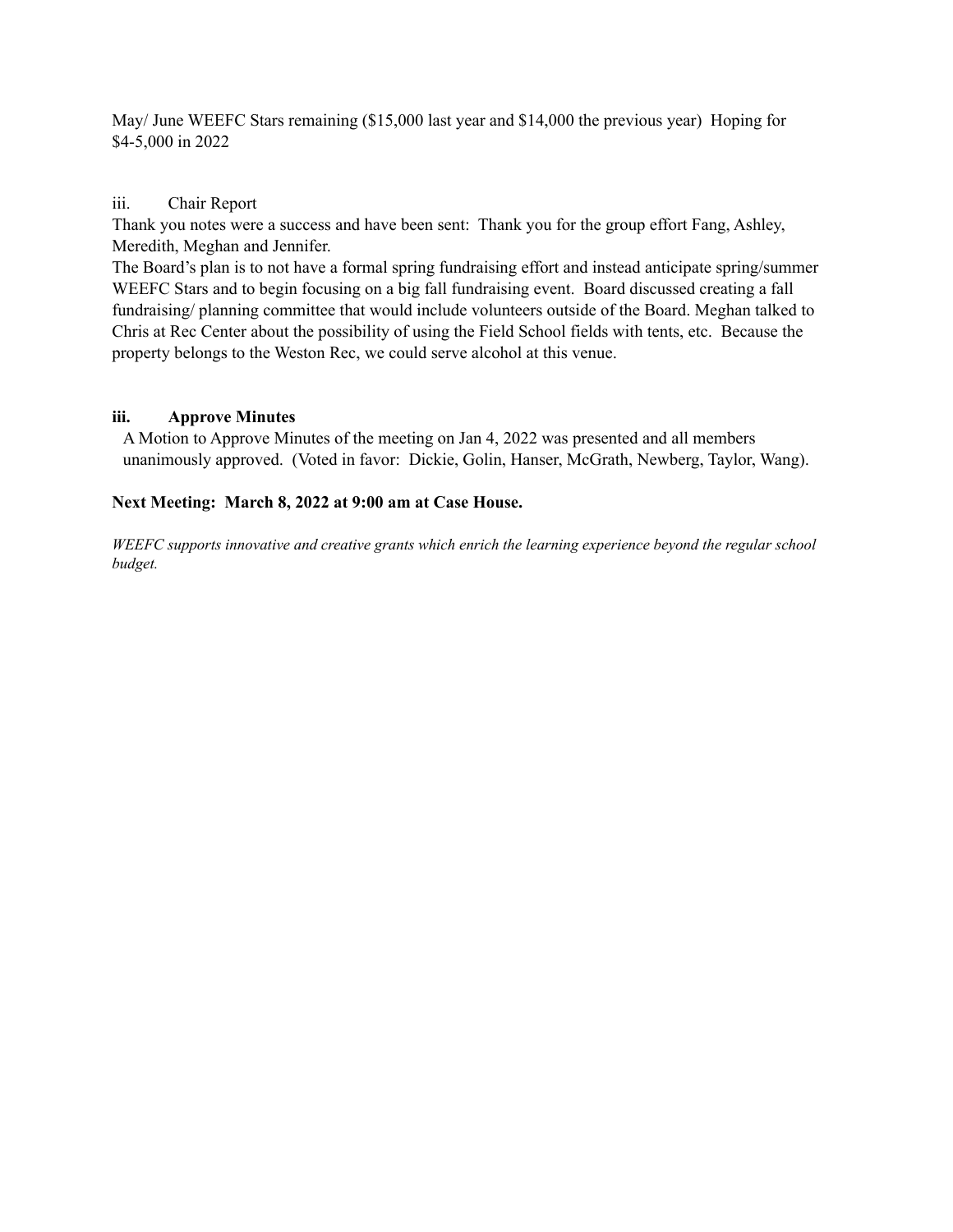May/ June WEEFC Stars remaining ($15,000 last year and $14,000 the previous year) Hoping for $4-5,000 in 2022

iii. Chair Report

Thank you notes were a success and have been sent: Thank you for the group effort Fang, Ashley, Meredith, Meghan and Jennifer.

The Board's plan is to not have a formal spring fundraising effort and instead anticipate spring/summer WEEFC Stars and to begin focusing on a big fall fundraising event. Board discussed creating a fall fundraising/ planning committee that would include volunteers outside of the Board. Meghan talked to Chris at Rec Center about the possibility of using the Field School fields with tents, etc. Because the property belongs to the Weston Rec, we could serve alcohol at this venue.

**iii. Approve Minutes**

A Motion to Approve Minutes of the meeting on Jan 4, 2022 was presented and all members unanimously approved. (Voted in favor: Dickie, Golin, Hanser, McGrath, Newberg, Taylor, Wang).

**Next Meeting: March 8, 2022 at 9:00 am at Case House.**

*WEEFC supports innovative and creative grants which enrich the learning experience beyond the regular school budget.*